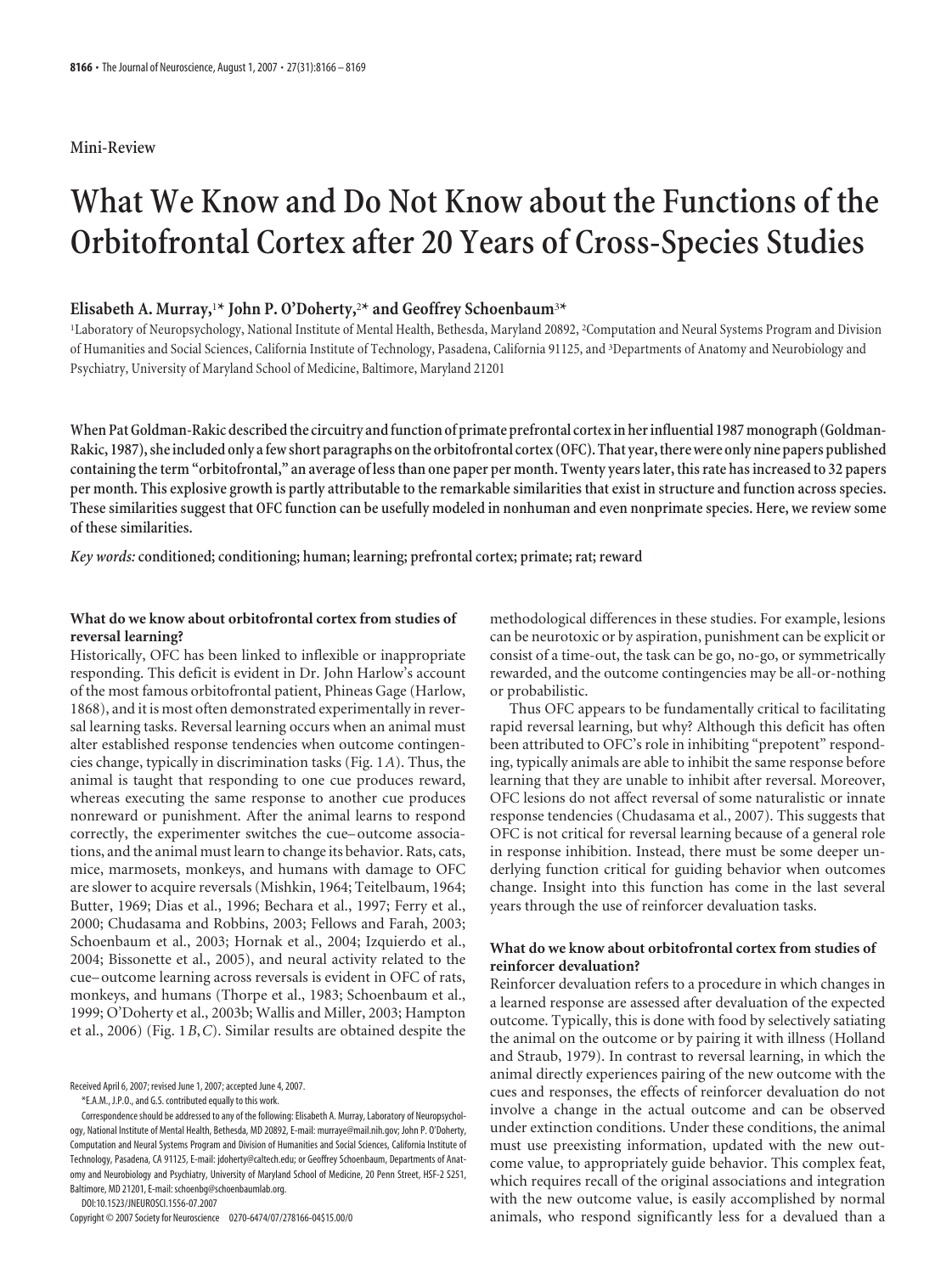Mini-Review

# What We Know and Do Not Know about the Functions of the Orbitofrontal Cortex after 20 Years of Cross-Species Studies

**Elisabeth A. Murray,[1*] John P. O'Doherty,[2*] and Geoffrey Schoenbaum[3*]**

[1]Laboratory of Neuropsychology, National Institute of Mental Health, Bethesda, Maryland 20892, [2]Computation and Neural Systems Program and Division of Humanities and Social Sciences, California Institute of Technology, Pasadena, California 91125, and [3]Departments of Anatomy and Neurobiology and Psychiatry, University of Maryland School of Medicine, Baltimore, Maryland 21201

**When Pat Goldman-Rakic described the circuitry and function of primate prefrontal cortex in her influential 1987 monograph (Goldman-Rakic, 1987), she included only a few short paragraphs on the orbitofrontal cortex (OFC). That year, there were only nine papers published containing the term "orbitofrontal," an average of less than one paper per month. Twenty years later, this rate has increased to 32 papers per month. This explosive growth is partly attributable to the remarkable similarities that exist in structure and function across species. These similarities suggest that OFC function can be usefully modeled in nonhuman and even nonprimate species. Here, we review some of these similarities.**

*Key words:* **conditioned; conditioning; human; learning; prefrontal cortex; primate; rat; reward**

### What do we know about orbitofrontal cortex from studies of reversal learning?

Historically, OFC has been linked to inflexible or inappropriate responding. This deficit is evident in Dr. John Harlow's account of the most famous orbitofrontal patient, Phineas Gage (Harlow, 1868), and it is most often demonstrated experimentally in reversal learning tasks. Reversal learning occurs when an animal must alter established response tendencies when outcome contingencies change, typically in discrimination tasks (Fig. 1*A*). Thus, the animal is taught that responding to one cue produces reward, whereas executing the same response to another cue produces nonreward or punishment. After the animal learns to respond correctly, the experimenter switches the cue–outcome associations, and the animal must learn to change its behavior. Rats, cats, mice, marmosets, monkeys, and humans with damage to OFC are slower to acquire reversals (Mishkin, 1964; Teitelbaum, 1964; Butter, 1969; Dias et al., 1996; Bechara et al., 1997; Ferry et al., 2000; Chudasama and Robbins, 2003; Fellows and Farah, 2003; Schoenbaum et al., 2003; Hornak et al., 2004; Izquierdo et al., 2004; Bissonette et al., 2005), and neural activity related to the cue–outcome learning across reversals is evident in OFC of rats, monkeys, and humans (Thorpe et al., 1983; Schoenbaum et al., 1999; O'Doherty et al., 2003b; Wallis and Miller, 2003; Hampton et al., 2006) (Fig. 1*B*,*C*). Similar results are obtained despite the methodological differences in these studies. For example, lesions can be neurotoxic or by aspiration, punishment can be explicit or consist of a time-out, the task can be go, no-go, or symmetrically rewarded, and the outcome contingencies may be all-or-nothing or probabilistic.

Thus OFC appears to be fundamentally critical to facilitating rapid reversal learning, but why? Although this deficit has often been attributed to OFC's role in inhibiting "prepotent" responding, typically animals are able to inhibit the same response before learning that they are unable to inhibit after reversal. Moreover, OFC lesions do not affect reversal of some naturalistic or innate response tendencies (Chudasama et al., 2007). This suggests that OFC is not critical for reversal learning because of a general role in response inhibition. Instead, there must be some deeper underlying function critical for guiding behavior when outcomes change. Insight into this function has come in the last several years through the use of reinforcer devaluation tasks.

### What do we know about orbitofrontal cortex from studies of reinforcer devaluation?

Reinforcer devaluation refers to a procedure in which changes in a learned response are assessed after devaluation of the expected outcome. Typically, this is done with food by selectively satiating the animal on the outcome or by pairing it with illness (Holland and Straub, 1979). In contrast to reversal learning, in which the animal directly experiences pairing of the new outcome with the cues and responses, the effects of reinforcer devaluation do not involve a change in the actual outcome and can be observed under extinction conditions. Under these conditions, the animal must use preexisting information, updated with the new outcome value, to appropriately guide behavior. This complex feat, which requires recall of the original associations and integration with the new outcome value, is easily accomplished by normal animals, who respond significantly less for a devalued than a

Received April 6, 2007; revised June 1, 2007; accepted June 4, 2007.

*E.A.M., J.P.O., and G.S. contributed equally to this work.

Correspondence should be addressed to any of the following: Elisabeth A. Murray, Laboratory of Neuropsychology, National Institute of Mental Health, Bethesda, MD 20892, E-mail: murraye@mail.nih.gov; John P. O'Doherty, Computation and Neural Systems Program and Division of Humanities and Social Sciences, California Institute of Technology, Pasadena, CA 91125, E-mail: jdoherty@caltech.edu; or Geoffrey Schoenbaum, Departments of Anatomy and Neurobiology and Psychiatry, University of Maryland School of Medicine, 20 Penn Street, HSF-2 S251, Baltimore, MD 21201, E-mail: schoenbg@schoenbaumlab.org.

DOI:10.1523/JNEUROSCI.1556-07.2007

Copyright © 2007 Society for Neuroscience 0270-6474/07/278166-04$15.00/0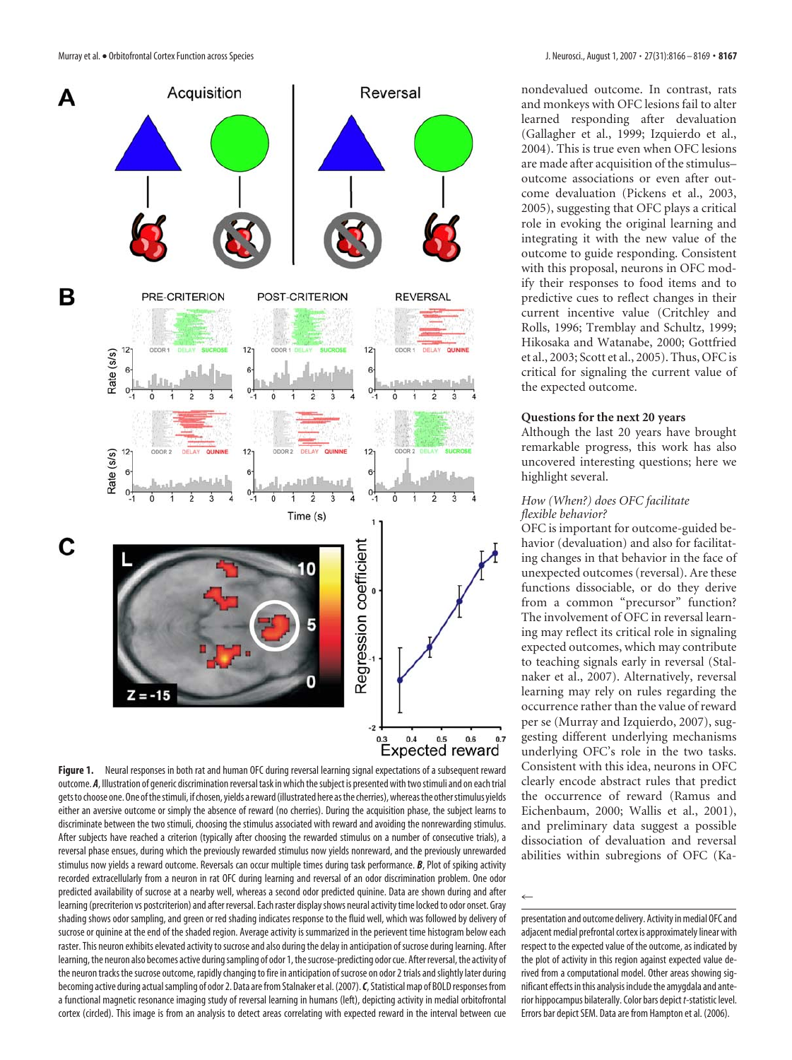A

Acquisition

Reversal

B

PRE-CRITERION

POST-CRITERION

REVERSAL

ODOR 1 DELAY SUCROSE

ODOR 1 DELAY SUCROSE

ODOR 1 DELAY QUININE

ODOR 2 DELAY QUININE

ODOR 2 DELAY QUININE

ODOR 2 DELAY SUCROSE

Rate (s/s)

12

6

0

-1 0 1 2 3 4

Time (s)

C

L

Z = -15

10

5

0

Regression coefficient

1

0

-1

-2

0.3 0.4 0.5 0.6 0.7

Expected reward

**Figure 1.** Neural responses in both rat and human OFC during reversal learning signal expectations of a subsequent reward outcome. ***A***, Illustration of generic discrimination reversal task in which the subject is presented with two stimuli and on each trial gets to choose one. One of the stimuli, if chosen, yields a reward (illustrated here as the cherries), whereas the other stimulus yields either an aversive outcome or simply the absence of reward (no cherries). During the acquisition phase, the subject learns to discriminate between the two stimuli, choosing the stimulus associated with reward and avoiding the nonrewarding stimulus. After subjects have reached a criterion (typically after choosing the rewarded stimulus on a number of consecutive trials), a reversal phase ensues, during which the previously rewarded stimulus now yields nonreward, and the previously unrewarded stimulus now yields a reward outcome. Reversals can occur multiple times during task performance. ***B***, Plot of spiking activity recorded extracellularly from a neuron in rat OFC during learning and reversal of an odor discrimination problem. One odor predicted availability of sucrose at a nearby well, whereas a second odor predicted quinine. Data are shown during and after learning (precriterion vs postcriterion) and after reversal. Each raster display shows neural activity time locked to odor onset. Gray shading shows odor sampling, and green or red shading indicates response to the fluid well, which was followed by delivery of sucrose or quinine at the end of the shaded region. Average activity is summarized in the perievent time histogram below each raster. This neuron exhibits elevated activity to sucrose and also during the delay in anticipation of sucrose during learning. After learning, the neuron also becomes active during sampling of odor 1, the sucrose-predicting odor cue. After reversal, the activity of the neuron tracks the sucrose outcome, rapidly changing to fire in anticipation of sucrose on odor 2 trials and slightly later during becoming active during actual sampling of odor 2. Data are from Stalnaker et al. (2007). ***C***, Statistical map of BOLD responses from a functional magnetic resonance imaging study of reversal learning in humans (left), depicting activity in medial orbitofrontal cortex (circled). This image is from an analysis to detect areas correlating with expected reward in the interval between cue presentation and outcome delivery. Activity in medial OFC and adjacent medial prefrontal cortex is approximately linear with respect to the expected value of the outcome, as indicated by the plot of activity in this region against expected value derived from a computational model. Other areas showing significant effects in this analysis include the amygdala and anterior hippocampus bilaterally. Color bars depict *t*-statistic level. Errors bar depict SEM. Data are from Hampton et al. (2006).

nondevalued outcome. In contrast, rats and monkeys with OFC lesions fail to alter learned responding after devaluation (Gallagher et al., 1999; Izquierdo et al., 2004). This is true even when OFC lesions are made after acquisition of the stimulus–outcome associations or even after outcome devaluation (Pickens et al., 2003, 2005), suggesting that OFC plays a critical role in evoking the original learning and integrating it with the new value of the outcome to guide responding. Consistent with this proposal, neurons in OFC modify their responses to food items and to predictive cues to reflect changes in their current incentive value (Critchley and Rolls, 1996; Tremblay and Schultz, 1999; Hikosaka and Watanabe, 2000; Gottfried et al., 2003; Scott et al., 2005). Thus, OFC is critical for signaling the current value of the expected outcome.

### Questions for the next 20 years

Although the last 20 years have brought remarkable progress, this work has also uncovered interesting questions; here we highlight several.

#### *How (When?) does OFC facilitate flexible behavior?*

OFC is important for outcome-guided behavior (devaluation) and also for facilitating changes in that behavior in the face of unexpected outcomes (reversal). Are these functions dissociable, or do they derive from a common "precursor" function? The involvement of OFC in reversal learning may reflect its critical role in signaling expected outcomes, which may contribute to teaching signals early in reversal (Stalnaker et al., 2007). Alternatively, reversal learning may rely on rules regarding the occurrence rather than the value of reward per se (Murray and Izquierdo, 2007), suggesting different underlying mechanisms underlying OFC's role in the two tasks. Consistent with this idea, neurons in OFC clearly encode abstract rules that predict the occurrence of reward (Ramus and Eichenbaum, 2000; Wallis et al., 2001), and preliminary data suggest a possible dissociation of devaluation and reversal abilities within subregions of OFC (Ka-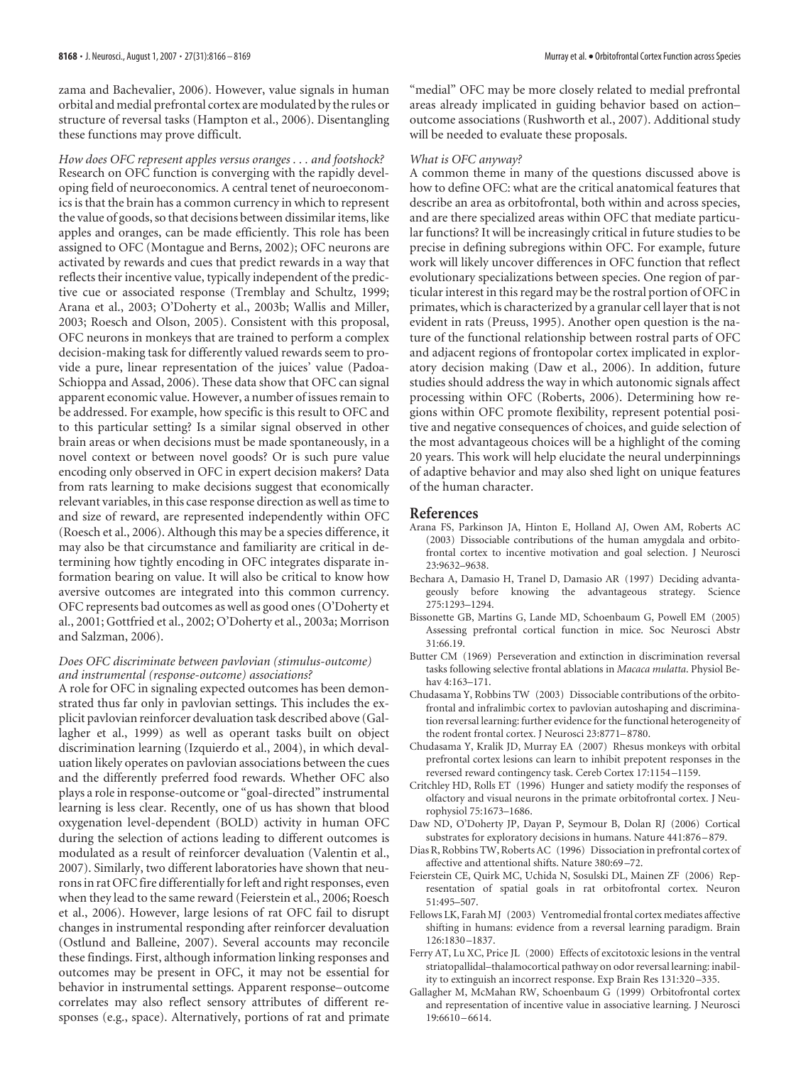zama and Bachevalier, 2006). However, value signals in human orbital and medial prefrontal cortex are modulated by the rules or structure of reversal tasks (Hampton et al., 2006). Disentangling these functions may prove difficult.

*How does OFC represent apples versus oranges . . . and footshock?*
Research on OFC function is converging with the rapidly developing field of neuroeconomics. A central tenet of neuroeconomics is that the brain has a common currency in which to represent the value of goods, so that decisions between dissimilar items, like apples and oranges, can be made efficiently. This role has been assigned to OFC (Montague and Berns, 2002); OFC neurons are activated by rewards and cues that predict rewards in a way that reflects their incentive value, typically independent of the predictive cue or associated response (Tremblay and Schultz, 1999; Arana et al., 2003; O'Doherty et al., 2003b; Wallis and Miller, 2003; Roesch and Olson, 2005). Consistent with this proposal, OFC neurons in monkeys that are trained to perform a complex decision-making task for differently valued rewards seem to provide a pure, linear representation of the juices' value (Padoa-Schioppa and Assad, 2006). These data show that OFC can signal apparent economic value. However, a number of issues remain to be addressed. For example, how specific is this result to OFC and to this particular setting? Is a similar signal observed in other brain areas or when decisions must be made spontaneously, in a novel context or between novel goods? Or is such pure value encoding only observed in OFC in expert decision makers? Data from rats learning to make decisions suggest that economically relevant variables, in this case response direction as well as time to and size of reward, are represented independently within OFC (Roesch et al., 2006). Although this may be a species difference, it may also be that circumstance and familiarity are critical in determining how tightly encoding in OFC integrates disparate information bearing on value. It will also be critical to know how aversive outcomes are integrated into this common currency. OFC represents bad outcomes as well as good ones (O'Doherty et al., 2001; Gottfried et al., 2002; O'Doherty et al., 2003a; Morrison and Salzman, 2006).

*Does OFC discriminate between pavlovian (stimulus-outcome) and instrumental (response-outcome) associations?*
A role for OFC in signaling expected outcomes has been demonstrated thus far only in pavlovian settings. This includes the explicit pavlovian reinforcer devaluation task described above (Gallagher et al., 1999) as well as operant tasks built on object discrimination learning (Izquierdo et al., 2004), in which devaluation likely operates on pavlovian associations between the cues and the differently preferred food rewards. Whether OFC also plays a role in response-outcome or "goal-directed" instrumental learning is less clear. Recently, one of us has shown that blood oxygenation level-dependent (BOLD) activity in human OFC during the selection of actions leading to different outcomes is modulated as a result of reinforcer devaluation (Valentin et al., 2007). Similarly, two different laboratories have shown that neurons in rat OFC fire differentially for left and right responses, even when they lead to the same reward (Feierstein et al., 2006; Roesch et al., 2006). However, large lesions of rat OFC fail to disrupt changes in instrumental responding after reinforcer devaluation (Ostlund and Balleine, 2007). Several accounts may reconcile these findings. First, although information linking responses and outcomes may be present in OFC, it may not be essential for behavior in instrumental settings. Apparent response–outcome correlates may also reflect sensory attributes of different responses (e.g., space). Alternatively, portions of rat and primate "medial" OFC may be more closely related to medial prefrontal areas already implicated in guiding behavior based on action–outcome associations (Rushworth et al., 2007). Additional study will be needed to evaluate these proposals.

*What is OFC anyway?*
A common theme in many of the questions discussed above is how to define OFC: what are the critical anatomical features that describe an area as orbitofrontal, both within and across species, and are there specialized areas within OFC that mediate particular functions? It will be increasingly critical in future studies to be precise in defining subregions within OFC. For example, future work will likely uncover differences in OFC function that reflect evolutionary specializations between species. One region of particular interest in this regard may be the rostral portion of OFC in primates, which is characterized by a granular cell layer that is not evident in rats (Preuss, 1995). Another open question is the nature of the functional relationship between rostral parts of OFC and adjacent regions of frontopolar cortex implicated in exploratory decision making (Daw et al., 2006). In addition, future studies should address the way in which autonomic signals affect processing within OFC (Roberts, 2006). Determining how regions within OFC promote flexibility, represent potential positive and negative consequences of choices, and guide selection of the most advantageous choices will be a highlight of the coming 20 years. This work will help elucidate the neural underpinnings of adaptive behavior and may also shed light on unique features of the human character.

## References

Arana FS, Parkinson JA, Hinton E, Holland AJ, Owen AM, Roberts AC (2003) Dissociable contributions of the human amygdala and orbitofrontal cortex to incentive motivation and goal selection. J Neurosci 23:9632–9638.

Bechara A, Damasio H, Tranel D, Damasio AR (1997) Deciding advantageously before knowing the advantageous strategy. Science 275:1293–1294.

Bissonette GB, Martins G, Lande MD, Schoenbaum G, Powell EM (2005) Assessing prefrontal cortical function in mice. Soc Neurosci Abstr 31:66.19.

Butter CM (1969) Perseveration and extinction in discrimination reversal tasks following selective frontal ablations in *Macaca mulatta*. Physiol Behav 4:163–171.

Chudasama Y, Robbins TW (2003) Dissociable contributions of the orbitofrontal and infralimbic cortex to pavlovian autoshaping and discrimination reversal learning: further evidence for the functional heterogeneity of the rodent frontal cortex. J Neurosci 23:8771–8780.

Chudasama Y, Kralik JD, Murray EA (2007) Rhesus monkeys with orbital prefrontal cortex lesions can learn to inhibit prepotent responses in the reversed reward contingency task. Cereb Cortex 17:1154–1159.

Critchley HD, Rolls ET (1996) Hunger and satiety modify the responses of olfactory and visual neurons in the primate orbitofrontal cortex. J Neurophysiol 75:1673–1686.

Daw ND, O'Doherty JP, Dayan P, Seymour B, Dolan RJ (2006) Cortical substrates for exploratory decisions in humans. Nature 441:876–879.

Dias R, Robbins TW, Roberts AC (1996) Dissociation in prefrontal cortex of affective and attentional shifts. Nature 380:69–72.

Feierstein CE, Quirk MC, Uchida N, Sosulski DL, Mainen ZF (2006) Representation of spatial goals in rat orbitofrontal cortex. Neuron 51:495–507.

Fellows LK, Farah MJ (2003) Ventromedial frontal cortex mediates affective shifting in humans: evidence from a reversal learning paradigm. Brain 126:1830–1837.

Ferry AT, Lu XC, Price JL (2000) Effects of excitotoxic lesions in the ventral striatopallidal–thalamocortical pathway on odor reversal learning: inability to extinguish an incorrect response. Exp Brain Res 131:320–335.

Gallagher M, McMahan RW, Schoenbaum G (1999) Orbitofrontal cortex and representation of incentive value in associative learning. J Neurosci 19:6610–6614.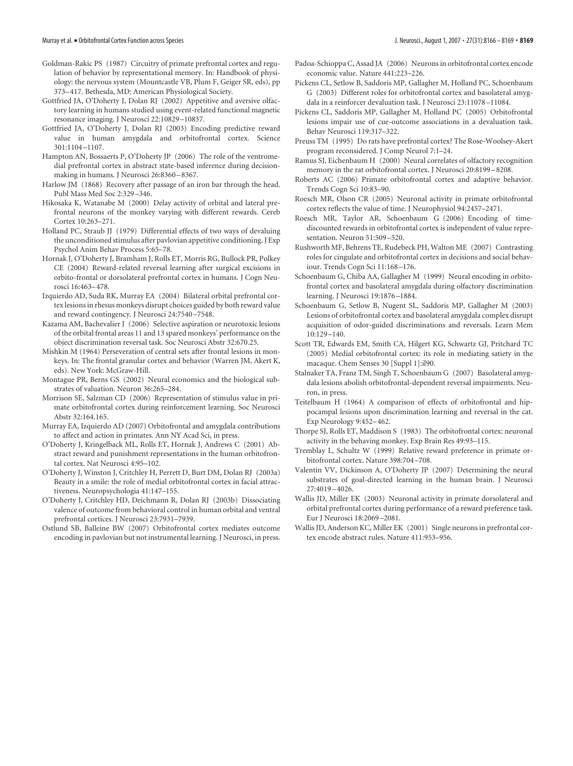Goldman-Rakic PS (1987) Circuitry of primate prefrontal cortex and regulation of behavior by representational memory. In: Handbook of physiology: the nervous system (Mountcastle VB, Plum F, Geiger SR, eds), pp 373–417. Bethesda, MD: American Physiological Society.

Gottfried JA, O'Doherty J, Dolan RJ (2002) Appetitive and aversive olfactory learning in humans studied using event-related functional magnetic resonance imaging. J Neurosci 22:10829–10837.

Gottfried JA, O'Doherty J, Dolan RJ (2003) Encoding predictive reward value in human amygdala and orbitofrontal cortex. Science 301:1104–1107.

Hampton AN, Bossaerts P, O'Doherty JP (2006) The role of the ventromedial prefrontal cortex in abstract state-based inference during decision-making in humans. J Neurosci 26:8360–8367.

Harlow JM (1868) Recovery after passage of an iron bar through the head. Publ Mass Med Soc 2:329–346.

Hikosaka K, Watanabe M (2000) Delay activity of orbital and lateral prefrontal neurons of the monkey varying with different rewards. Cereb Cortex 10:263–271.

Holland PC, Straub JJ (1979) Differential effects of two ways of devaluing the unconditioned stimulus after pavlovian appetitive conditioning. J Exp Psychol Anim Behav Process 5:65–78.

Hornak J, O'Doherty J, Bramham J, Rolls ET, Morris RG, Bullock PR, Polkey CE (2004) Reward-related reversal learning after surgical excisions in orbito-frontal or dorsolateral prefrontal cortex in humans. J Cogn Neurosci 16:463–478.

Izquierdo AD, Suda RK, Murray EA (2004) Bilateral orbital prefrontal cortex lesions in rhesus monkeys disrupt choices guided by both reward value and reward contingency. J Neurosci 24:7540–7548.

Kazama AM, Bachevalier J (2006) Selective aspiration or neurotoxic lesions of the orbital frontal areas 11 and 13 spared monkeys' performance on the object discrimination reversal task. Soc Neurosci Abstr 32:670.25.

Mishkin M (1964) Perseveration of central sets after frontal lesions in monkeys. In: The frontal granular cortex and behavior (Warren JM, Akert K, eds). New York: McGraw-Hill.

Montague PR, Berns GS (2002) Neural economics and the biological substrates of valuation. Neuron 36:265–284.

Morrison SE, Salzman CD (2006) Representation of stimulus value in primate orbitofrontal cortex during reinforcement learning. Soc Neurosci Abstr 32:164.165.

Murray EA, Izquierdo AD (2007) Orbitofrontal and amygdala contributions to affect and action in primates. Ann NY Acad Sci, in press.

O'Doherty J, Kringelback ML, Rolls ET, Hornak J, Andrews C (2001) Abstract reward and punishment representations in the human orbitofrontal cortex. Nat Neurosci 4:95–102.

O'Doherty J, Winston J, Critchley H, Perrett D, Burt DM, Dolan RJ (2003a) Beauty in a smile: the role of medial orbitofrontal cortex in facial attractiveness. Neuropsychologia 41:147–155.

O'Doherty J, Critchley HD, Deichmann R, Dolan RJ (2003b) Dissociating valence of outcome from behavioral control in human orbital and ventral prefrontal cortices. J Neurosci 23:7931–7939.

Ostlund SB, Balleine BW (2007) Orbitofrontal cortex mediates outcome encoding in pavlovian but not instrumental learning. J Neurosci, in press.

Padoa-Schioppa C, Assad JA (2006) Neurons in orbitofrontal cortex encode economic value. Nature 441:223–226.

Pickens CL, Setlow B, Saddoris MP, Gallagher M, Holland PC, Schoenbaum G (2003) Different roles for orbitofrontal cortex and basolateral amygdala in a reinforcer devaluation task. J Neurosci 23:11078–11084.

Pickens CL, Saddoris MP, Gallagher M, Holland PC (2005) Orbitofrontal lesions impair use of cue-outcome associations in a devaluation task. Behav Neurosci 119:317–322.

Preuss TM (1995) Do rats have prefrontal cortex? The Rose-Woolsey-Akert program reconsidered. J Comp Neurol 7:1–24.

Ramus SJ, Eichenbaum H (2000) Neural correlates of olfactory recognition memory in the rat orbitofrontal cortex. J Neurosci 20:8199–8208.

Roberts AC (2006) Primate orbitofrontal cortex and adaptive behavior. Trends Cogn Sci 10:83–90.

Roesch MR, Olson CR (2005) Neuronal activity in primate orbitofrontal cortex reflects the value of time. J Neurophysiol 94:2457–2471.

Roesch MR, Taylor AR, Schoenbaum G (2006) Encoding of time-discounted rewards in orbitofrontal cortex is independent of value representation. Neuron 51:509–520.

Rushworth MF, Behrens TE, Rudebeck PH, Walton ME (2007) Contrasting roles for cingulate and orbitofrontal cortex in decisions and social behaviour. Trends Cogn Sci 11:168–176.

Schoenbaum G, Chiba AA, Gallagher M (1999) Neural encoding in orbitofrontal cortex and basolateral amygdala during olfactory discrimination learning. J Neurosci 19:1876–1884.

Schoenbaum G, Setlow B, Nugent SL, Saddoris MP, Gallagher M (2003) Lesions of orbitofrontal cortex and basolateral amygdala complex disrupt acquisition of odor-guided discriminations and reversals. Learn Mem 10:129–140.

Scott TR, Edwards EM, Smith CA, Hilgert KG, Schwartz GJ, Pritchard TC (2005) Medial orbitofrontal cortex: its role in mediating satiety in the macaque. Chem Senses 30 [Suppl 1]:il90.

Stalnaker TA, Franz TM, Singh T, Schoenbaum G (2007) Basolateral amygdala lesions abolish orbitofrontal-dependent reversal impairments. Neuron, in press.

Teitelbaum H (1964) A comparison of effects of orbitofrontal and hippocampal lesions upon discrimination learning and reversal in the cat. Exp Neurology 9:452–462.

Thorpe SJ, Rolls ET, Maddison S (1983) The orbitofrontal cortex: neuronal activity in the behaving monkey. Exp Brain Res 49:93–115.

Tremblay L, Schultz W (1999) Relative reward preference in primate orbitofrontal cortex. Nature 398:704–708.

Valentin VV, Dickinson A, O'Doherty JP (2007) Determining the neural substrates of goal-directed learning in the human brain. J Neurosci 27:4019–4026.

Wallis JD, Miller EK (2003) Neuronal activity in primate dorsolateral and orbital prefrontal cortex during performance of a reward preference task. Eur J Neurosci 18:2069–2081.

Wallis JD, Anderson KC, Miller EK (2001) Single neurons in prefrontal cortex encode abstract rules. Nature 411:953–956.